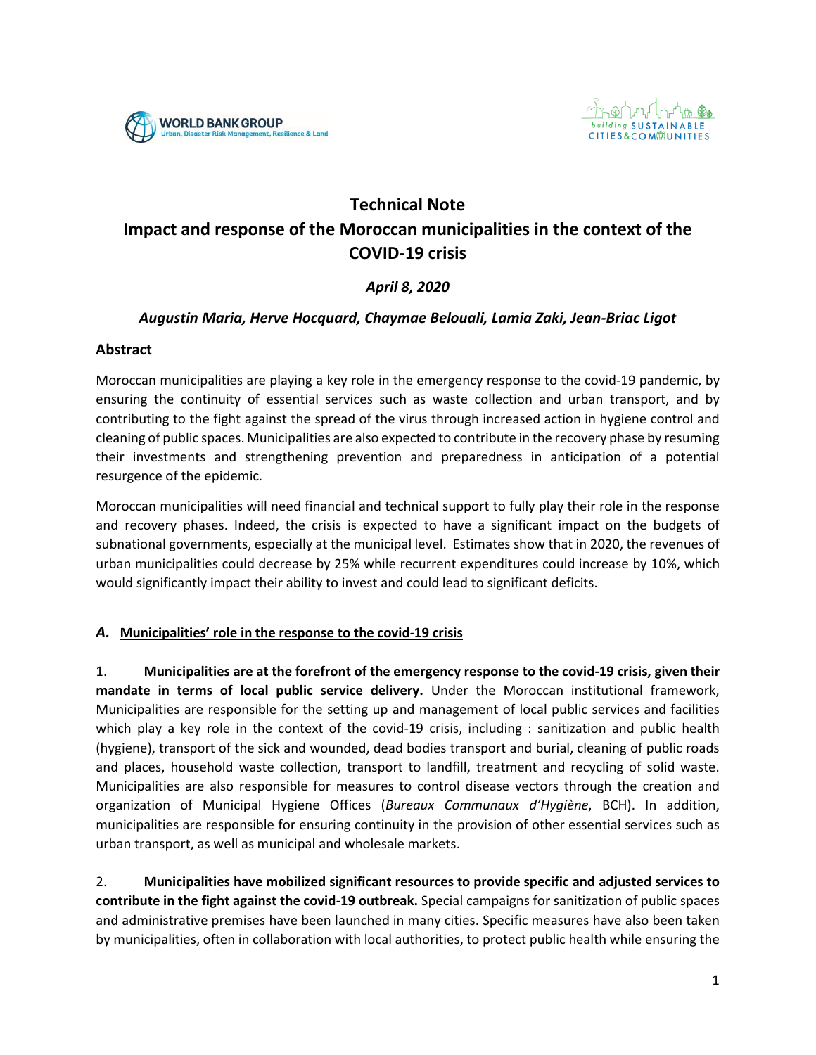# Technical Note

# Impact and response of the Moroccan municipalities in the context of the COVID-19 crisis

*April 8, 2020*

*Augustin Maria, Herve Hocquard, Chaymae Belouali, Lamia Zaki, Jean-Briac Ligot*

## Abstract

Moroccan municipalities are playing a key role in the emergency response to the covid-19 pandemic, by ensuring the continuity of essential services such as waste collection and urban transport, and by contributing to the fight against the spread of the virus through increased action in hygiene control and cleaning of public spaces. Municipalities are also expected to contribute in the recovery phase by resuming their investments and strengthening prevention and preparedness in anticipation of a potential resurgence of the epidemic.

Moroccan municipalities will need financial and technical support to fully play their role in the response and recovery phases. Indeed, the crisis is expected to have a significant impact on the budgets of subnational governments, especially at the municipal level. Estimates show that in 2020, the revenues of urban municipalities could decrease by 25% while recurrent expenditures could increase by 10%, which would significantly impact their ability to invest and could lead to significant deficits.

## *A.* Municipalities' role in the response to the covid-19 crisis

1. **Municipalities are at the forefront of the emergency response to the covid-19 crisis, given their mandate in terms of local public service delivery.** Under the Moroccan institutional framework, Municipalities are responsible for the setting up and management of local public services and facilities which play a key role in the context of the covid-19 crisis, including : sanitization and public health (hygiene), transport of the sick and wounded, dead bodies transport and burial, cleaning of public roads and places, household waste collection, transport to landfill, treatment and recycling of solid waste. Municipalities are also responsible for measures to control disease vectors through the creation and organization of Municipal Hygiene Offices (*Bureaux Communaux d'Hygiène*, BCH). In addition, municipalities are responsible for ensuring continuity in the provision of other essential services such as urban transport, as well as municipal and wholesale markets.

2. **Municipalities have mobilized significant resources to provide specific and adjusted services to contribute in the fight against the covid-19 outbreak.** Special campaigns for sanitization of public spaces and administrative premises have been launched in many cities. Specific measures have also been taken by municipalities, often in collaboration with local authorities, to protect public health while ensuring the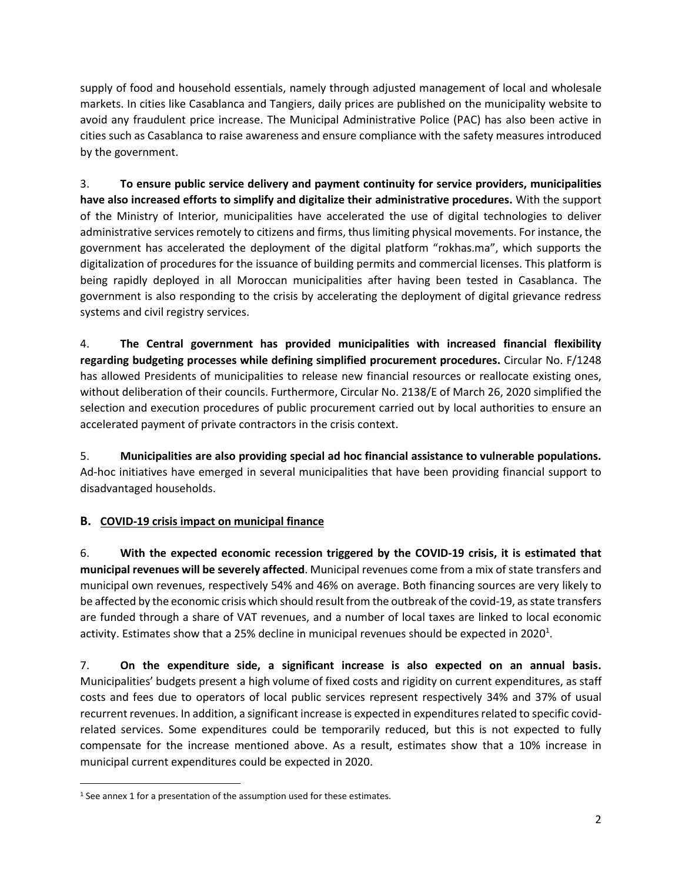supply of food and household essentials, namely through adjusted management of local and wholesale markets. In cities like Casablanca and Tangiers, daily prices are published on the municipality website to avoid any fraudulent price increase. The Municipal Administrative Police (PAC) has also been active in cities such as Casablanca to raise awareness and ensure compliance with the safety measures introduced by the government.

3. **To ensure public service delivery and payment continuity for service providers, municipalities have also increased efforts to simplify and digitalize their administrative procedures.** With the support of the Ministry of Interior, municipalities have accelerated the use of digital technologies to deliver administrative services remotely to citizens and firms, thus limiting physical movements. For instance, the government has accelerated the deployment of the digital platform "rokhas.ma", which supports the digitalization of procedures for the issuance of building permits and commercial licenses. This platform is being rapidly deployed in all Moroccan municipalities after having been tested in Casablanca. The government is also responding to the crisis by accelerating the deployment of digital grievance redress systems and civil registry services.

4. **The Central government has provided municipalities with increased financial flexibility regarding budgeting processes while defining simplified procurement procedures.** Circular No. F/1248 has allowed Presidents of municipalities to release new financial resources or reallocate existing ones, without deliberation of their councils. Furthermore, Circular No. 2138/E of March 26, 2020 simplified the selection and execution procedures of public procurement carried out by local authorities to ensure an accelerated payment of private contractors in the crisis context.

5. **Municipalities are also providing special ad hoc financial assistance to vulnerable populations.** Ad-hoc initiatives have emerged in several municipalities that have been providing financial support to disadvantaged households.

## B. COVID-19 crisis impact on municipal finance

6. **With the expected economic recession triggered by the COVID-19 crisis, it is estimated that municipal revenues will be severely affected**. Municipal revenues come from a mix of state transfers and municipal own revenues, respectively 54% and 46% on average. Both financing sources are very likely to be affected by the economic crisis which should result from the outbreak of the covid-19, as state transfers are funded through a share of VAT revenues, and a number of local taxes are linked to local economic activity. Estimates show that a 25% decline in municipal revenues should be expected in 2020[1].

7. **On the expenditure side, a significant increase is also expected on an annual basis.** Municipalities' budgets present a high volume of fixed costs and rigidity on current expenditures, as staff costs and fees due to operators of local public services represent respectively 34% and 37% of usual recurrent revenues. In addition, a significant increase is expected in expenditures related to specific covid-related services. Some expenditures could be temporarily reduced, but this is not expected to fully compensate for the increase mentioned above. As a result, estimates show that a 10% increase in municipal current expenditures could be expected in 2020.

[1] See annex 1 for a presentation of the assumption used for these estimates.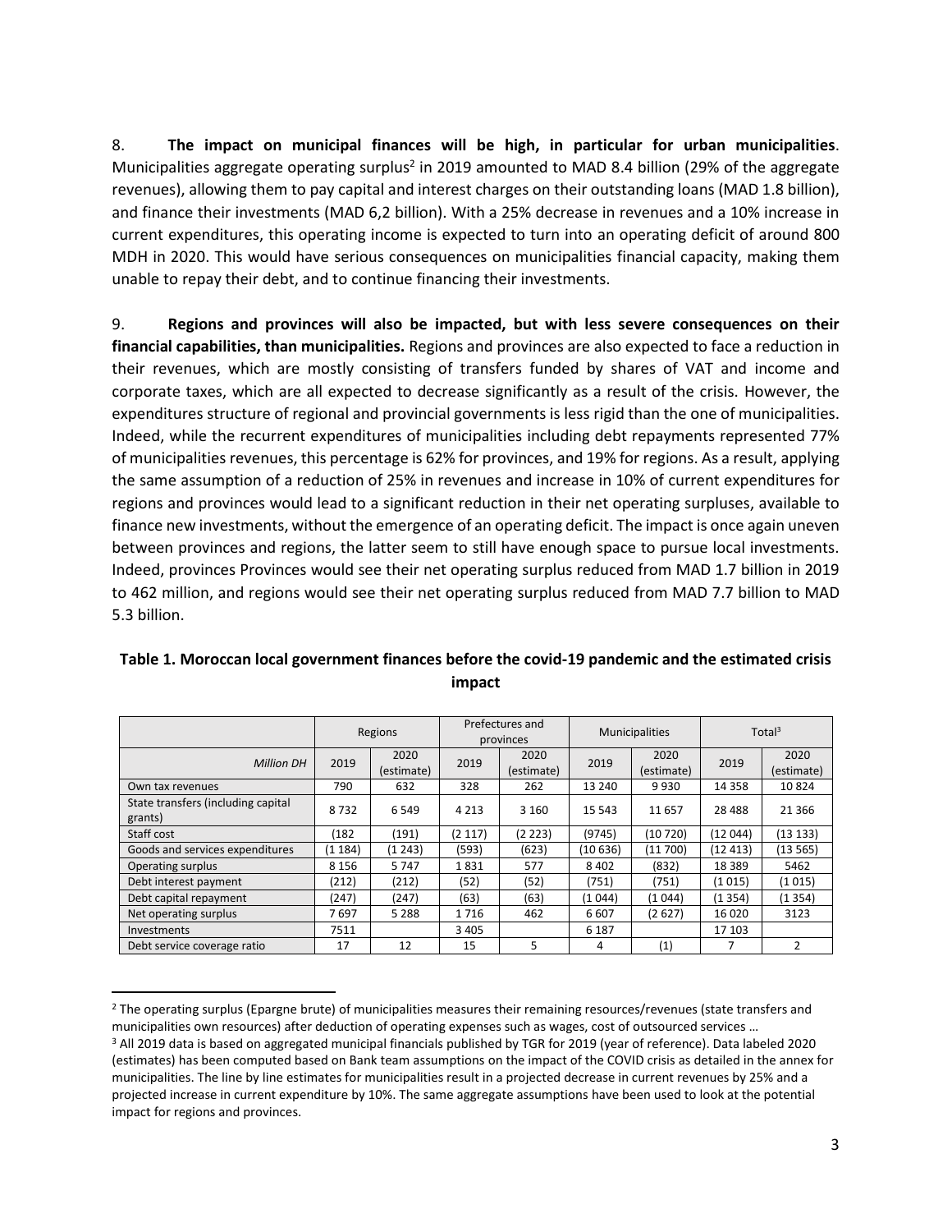8. **The impact on municipal finances will be high, in particular for urban municipalities**. Municipalities aggregate operating surplus[2] in 2019 amounted to MAD 8.4 billion (29% of the aggregate revenues), allowing them to pay capital and interest charges on their outstanding loans (MAD 1.8 billion), and finance their investments (MAD 6,2 billion). With a 25% decrease in revenues and a 10% increase in current expenditures, this operating income is expected to turn into an operating deficit of around 800 MDH in 2020. This would have serious consequences on municipalities financial capacity, making them unable to repay their debt, and to continue financing their investments.

9. **Regions and provinces will also be impacted, but with less severe consequences on their financial capabilities, than municipalities.** Regions and provinces are also expected to face a reduction in their revenues, which are mostly consisting of transfers funded by shares of VAT and income and corporate taxes, which are all expected to decrease significantly as a result of the crisis. However, the expenditures structure of regional and provincial governments is less rigid than the one of municipalities. Indeed, while the recurrent expenditures of municipalities including debt repayments represented 77% of municipalities revenues, this percentage is 62% for provinces, and 19% for regions. As a result, applying the same assumption of a reduction of 25% in revenues and increase in 10% of current expenditures for regions and provinces would lead to a significant reduction in their net operating surpluses, available to finance new investments, without the emergence of an operating deficit. The impact is once again uneven between provinces and regions, the latter seem to still have enough space to pursue local investments. Indeed, provinces Provinces would see their net operating surplus reduced from MAD 1.7 billion in 2019 to 462 million, and regions would see their net operating surplus reduced from MAD 7.7 billion to MAD 5.3 billion.

**Table 1. Moroccan local government finances before the covid-19 pandemic and the estimated crisis impact**

| | Regions | | Prefectures and provinces | | Municipalities | | Total[3] | |
|---|---|---|---|---|---|---|---|---|
| *Million DH* | 2019 | 2020 (estimate) | 2019 | 2020 (estimate) | 2019 | 2020 (estimate) | 2019 | 2020 (estimate) |
| Own tax revenues | 790 | 632 | 328 | 262 | 13 240 | 9 930 | 14 358 | 10 824 |
| State transfers (including capital grants) | 8 732 | 6 549 | 4 213 | 3 160 | 15 543 | 11 657 | 28 488 | 21 366 |
| Staff cost | (182 | (191) | (2 117) | (2 223) | (9745) | (10 720) | (12 044) | (13 133) |
| Goods and services expenditures | (1 184) | (1 243) | (593) | (623) | (10 636) | (11 700) | (12 413) | (13 565) |
| Operating surplus | 8 156 | 5 747 | 1 831 | 577 | 8 402 | (832) | 18 389 | 5462 |
| Debt interest payment | (212) | (212) | (52) | (52) | (751) | (751) | (1 015) | (1 015) |
| Debt capital repayment | (247) | (247) | (63) | (63) | (1 044) | (1 044) | (1 354) | (1 354) |
| Net operating surplus | 7 697 | 5 288 | 1 716 | 462 | 6 607 | (2 627) | 16 020 | 3123 |
| Investments | 7511 | | 3 405 | | 6 187 | | 17 103 | |
| Debt service coverage ratio | 17 | 12 | 15 | 5 | 4 | (1) | 7 | 2 |

[2] The operating surplus (Epargne brute) of municipalities measures their remaining resources/revenues (state transfers and municipalities own resources) after deduction of operating expenses such as wages, cost of outsourced services …

[3] All 2019 data is based on aggregated municipal financials published by TGR for 2019 (year of reference). Data labeled 2020 (estimates) has been computed based on Bank team assumptions on the impact of the COVID crisis as detailed in the annex for municipalities. The line by line estimates for municipalities result in a projected decrease in current revenues by 25% and a projected increase in current expenditure by 10%. The same aggregate assumptions have been used to look at the potential impact for regions and provinces.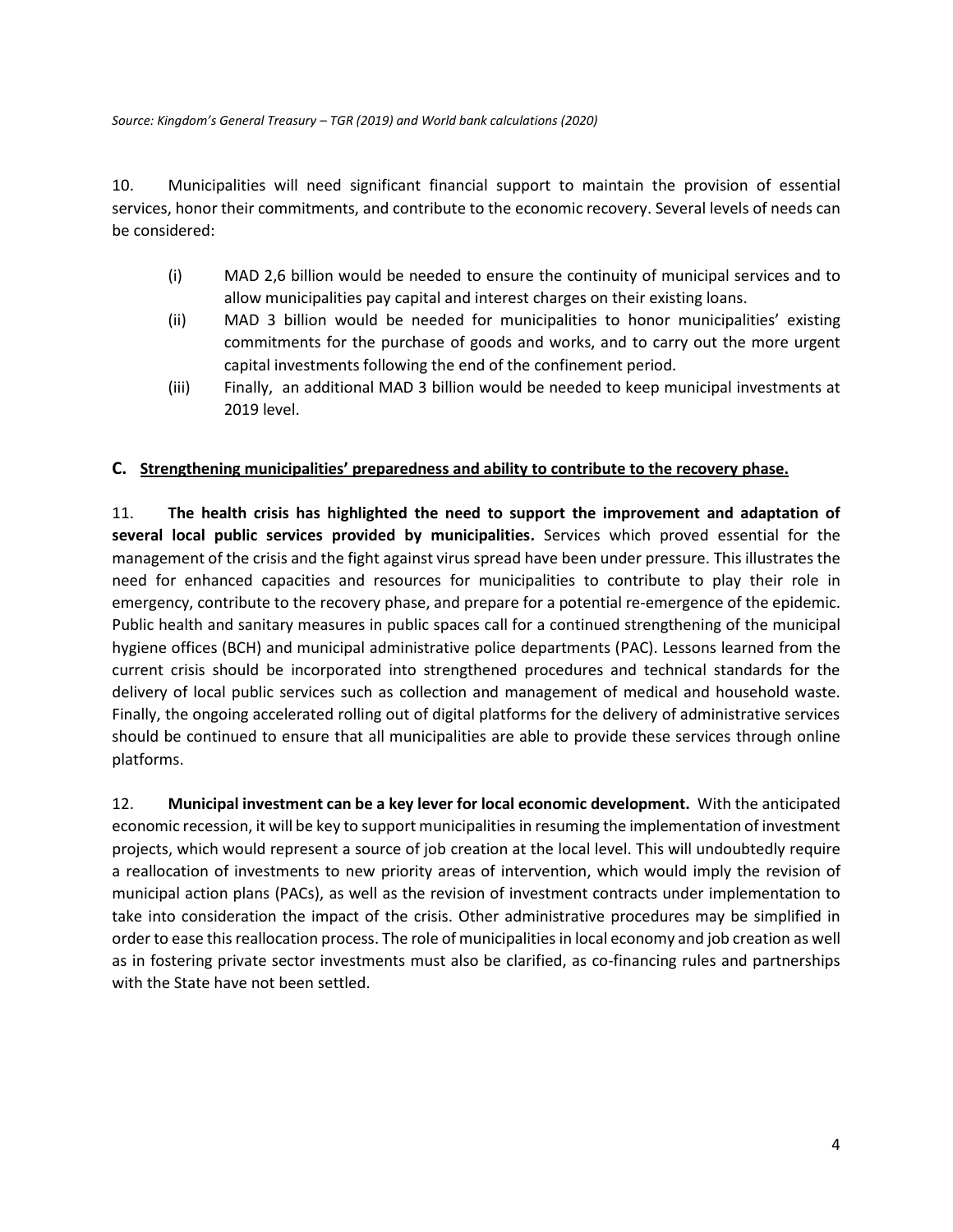*Source: Kingdom's General Treasury – TGR (2019) and World bank calculations (2020)*

10. Municipalities will need significant financial support to maintain the provision of essential services, honor their commitments, and contribute to the economic recovery. Several levels of needs can be considered:

(i) MAD 2,6 billion would be needed to ensure the continuity of municipal services and to allow municipalities pay capital and interest charges on their existing loans.

(ii) MAD 3 billion would be needed for municipalities to honor municipalities' existing commitments for the purchase of goods and works, and to carry out the more urgent capital investments following the end of the confinement period.

(iii) Finally, an additional MAD 3 billion would be needed to keep municipal investments at 2019 level.

## C. Strengthening municipalities' preparedness and ability to contribute to the recovery phase.

11. **The health crisis has highlighted the need to support the improvement and adaptation of several local public services provided by municipalities.** Services which proved essential for the management of the crisis and the fight against virus spread have been under pressure. This illustrates the need for enhanced capacities and resources for municipalities to contribute to play their role in emergency, contribute to the recovery phase, and prepare for a potential re-emergence of the epidemic. Public health and sanitary measures in public spaces call for a continued strengthening of the municipal hygiene offices (BCH) and municipal administrative police departments (PAC). Lessons learned from the current crisis should be incorporated into strengthened procedures and technical standards for the delivery of local public services such as collection and management of medical and household waste. Finally, the ongoing accelerated rolling out of digital platforms for the delivery of administrative services should be continued to ensure that all municipalities are able to provide these services through online platforms.

12. **Municipal investment can be a key lever for local economic development.** With the anticipated economic recession, it will be key to support municipalities in resuming the implementation of investment projects, which would represent a source of job creation at the local level. This will undoubtedly require a reallocation of investments to new priority areas of intervention, which would imply the revision of municipal action plans (PACs), as well as the revision of investment contracts under implementation to take into consideration the impact of the crisis. Other administrative procedures may be simplified in order to ease this reallocation process. The role of municipalities in local economy and job creation as well as in fostering private sector investments must also be clarified, as co-financing rules and partnerships with the State have not been settled.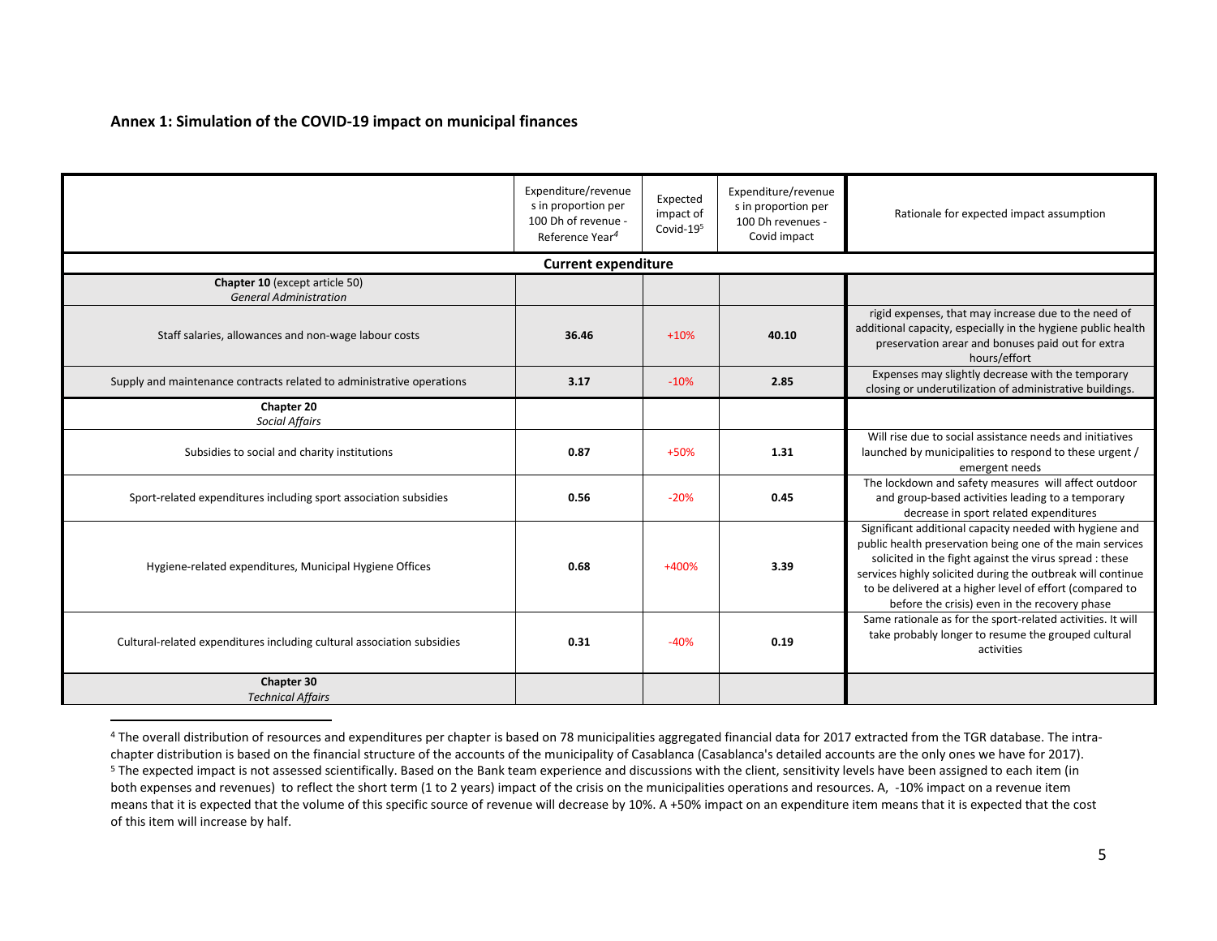### Annex 1: Simulation of the COVID-19 impact on municipal finances

| | Expenditure/revenues in proportion per 100 Dh of revenue - Reference Year[4] | Expected impact of Covid-19[5] | Expenditure/revenues in proportion per 100 Dh revenues - Covid impact | Rationale for expected impact assumption |
|---|---|---|---|---|
| **Current expenditure** | | | | |
| **Chapter 10** (except article 50) *General Administration* | | | | |
| Staff salaries, allowances and non-wage labour costs | **36.46** | +10% | **40.10** | rigid expenses, that may increase due to the need of additional capacity, especially in the hygiene public health preservation arear and bonuses paid out for extra hours/effort |
| Supply and maintenance contracts related to administrative operations | **3.17** | -10% | **2.85** | Expenses may slightly decrease with the temporary closing or underutilization of administrative buildings. |
| **Chapter 20** *Social Affairs* | | | | |
| Subsidies to social and charity institutions | **0.87** | +50% | **1.31** | Will rise due to social assistance needs and initiatives launched by municipalities to respond to these urgent / emergent needs |
| Sport-related expenditures including sport association subsidies | **0.56** | -20% | **0.45** | The lockdown and safety measures will affect outdoor and group-based activities leading to a temporary decrease in sport related expenditures |
| Hygiene-related expenditures, Municipal Hygiene Offices | **0.68** | +400% | **3.39** | Significant additional capacity needed with hygiene and public health preservation being one of the main services solicited in the fight against the virus spread : these services highly solicited during the outbreak will continue to be delivered at a higher level of effort (compared to before the crisis) even in the recovery phase |
| Cultural-related expenditures including cultural association subsidies | **0.31** | -40% | **0.19** | Same rationale as for the sport-related activities. It will take probably longer to resume the grouped cultural activities |
| **Chapter 30** *Technical Affairs* | | | | |

[4] The overall distribution of resources and expenditures per chapter is based on 78 municipalities aggregated financial data for 2017 extracted from the TGR database. The intra-chapter distribution is based on the financial structure of the accounts of the municipality of Casablanca (Casablanca's detailed accounts are the only ones we have for 2017).

[5] The expected impact is not assessed scientifically. Based on the Bank team experience and discussions with the client, sensitivity levels have been assigned to each item (in both expenses and revenues) to reflect the short term (1 to 2 years) impact of the crisis on the municipalities operations and resources. A, -10% impact on a revenue item means that it is expected that the volume of this specific source of revenue will decrease by 10%. A +50% impact on an expenditure item means that it is expected that the cost of this item will increase by half.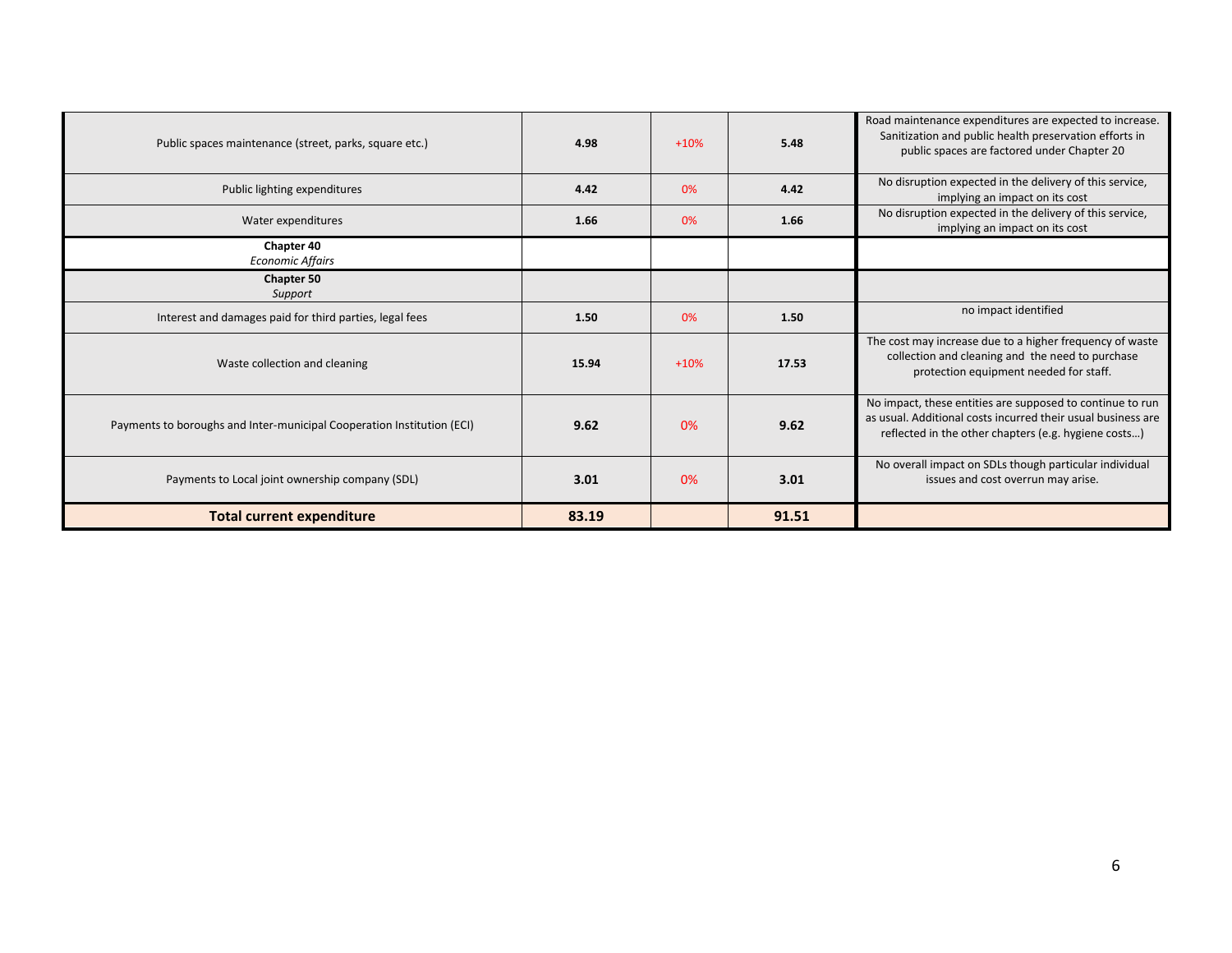| | | | | |
|---|---|---|---|---|
| Public spaces maintenance (street, parks, square etc.) | **4.98** | +10% | **5.48** | Road maintenance expenditures are expected to increase. Sanitization and public health preservation efforts in public spaces are factored under Chapter 20 |
| Public lighting expenditures | **4.42** | 0% | **4.42** | No disruption expected in the delivery of this service, implying an impact on its cost |
| Water expenditures | **1.66** | 0% | **1.66** | No disruption expected in the delivery of this service, implying an impact on its cost |
| **Chapter 40** *Economic Affairs* | | | | |
| **Chapter 50** *Support* | | | | |
| Interest and damages paid for third parties, legal fees | **1.50** | 0% | **1.50** | no impact identified |
| Waste collection and cleaning | **15.94** | +10% | **17.53** | The cost may increase due to a higher frequency of waste collection and cleaning and the need to purchase protection equipment needed for staff. |
| Payments to boroughs and Inter-municipal Cooperation Institution (ECI) | **9.62** | 0% | **9.62** | No impact, these entities are supposed to continue to run as usual. Additional costs incurred their usual business are reflected in the other chapters (e.g. hygiene costs…) |
| Payments to Local joint ownership company (SDL) | **3.01** | 0% | **3.01** | No overall impact on SDLs though particular individual issues and cost overrun may arise. |
| **Total current expenditure** | **83.19** | | **91.51** | |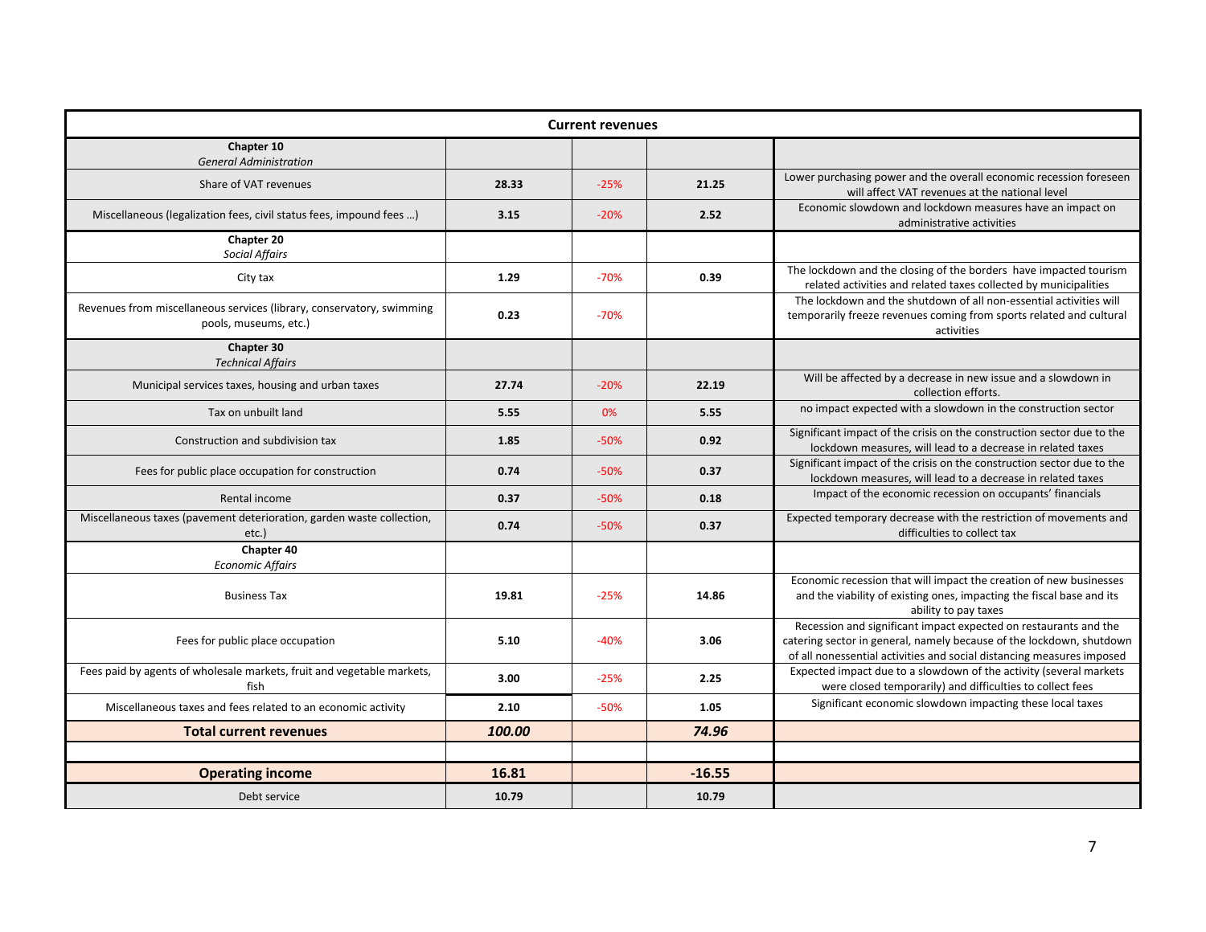| Current revenues | | | | |
|---|---|---|---|---|
| **Chapter 10**<br>*General Administration* | | | | |
| Share of VAT revenues | **28.33** | -25% | **21.25** | Lower purchasing power and the overall economic recession foreseen will affect VAT revenues at the national level |
| Miscellaneous (legalization fees, civil status fees, impound fees …) | **3.15** | -20% | **2.52** | Economic slowdown and lockdown measures have an impact on administrative activities |
| **Chapter 20**<br>*Social Affairs* | | | | |
| City tax | **1.29** | -70% | **0.39** | The lockdown and the closing of the borders have impacted tourism related activities and related taxes collected by municipalities |
| Revenues from miscellaneous services (library, conservatory, swimming pools, museums, etc.) | **0.23** | -70% | | The lockdown and the shutdown of all non-essential activities will temporarily freeze revenues coming from sports related and cultural activities |
| **Chapter 30**<br>*Technical Affairs* | | | | |
| Municipal services taxes, housing and urban taxes | **27.74** | -20% | **22.19** | Will be affected by a decrease in new issue and a slowdown in collection efforts. |
| Tax on unbuilt land | **5.55** | 0% | **5.55** | no impact expected with a slowdown in the construction sector |
| Construction and subdivision tax | **1.85** | -50% | **0.92** | Significant impact of the crisis on the construction sector due to the lockdown measures, will lead to a decrease in related taxes |
| Fees for public place occupation for construction | **0.74** | -50% | **0.37** | Significant impact of the crisis on the construction sector due to the lockdown measures, will lead to a decrease in related taxes |
| Rental income | **0.37** | -50% | **0.18** | Impact of the economic recession on occupants' financials |
| Miscellaneous taxes (pavement deterioration, garden waste collection, etc.) | **0.74** | -50% | **0.37** | Expected temporary decrease with the restriction of movements and difficulties to collect tax |
| **Chapter 40**<br>*Economic Affairs* | | | | |
| Business Tax | **19.81** | -25% | **14.86** | Economic recession that will impact the creation of new businesses and the viability of existing ones, impacting the fiscal base and its ability to pay taxes |
| Fees for public place occupation | **5.10** | -40% | **3.06** | Recession and significant impact expected on restaurants and the catering sector in general, namely because of the lockdown, shutdown of all nonessential activities and social distancing measures imposed |
| Fees paid by agents of wholesale markets, fruit and vegetable markets, fish | **3.00** | -25% | **2.25** | Expected impact due to a slowdown of the activity (several markets were closed temporarily) and difficulties to collect fees |
| Miscellaneous taxes and fees related to an economic activity | **2.10** | -50% | **1.05** | Significant economic slowdown impacting these local taxes |
| **Total current revenues** | ***100.00*** | | ***74.96*** | |
| | | | | |
| **Operating income** | **16.81** | | **-16.55** | |
| Debt service | **10.79** | | **10.79** | |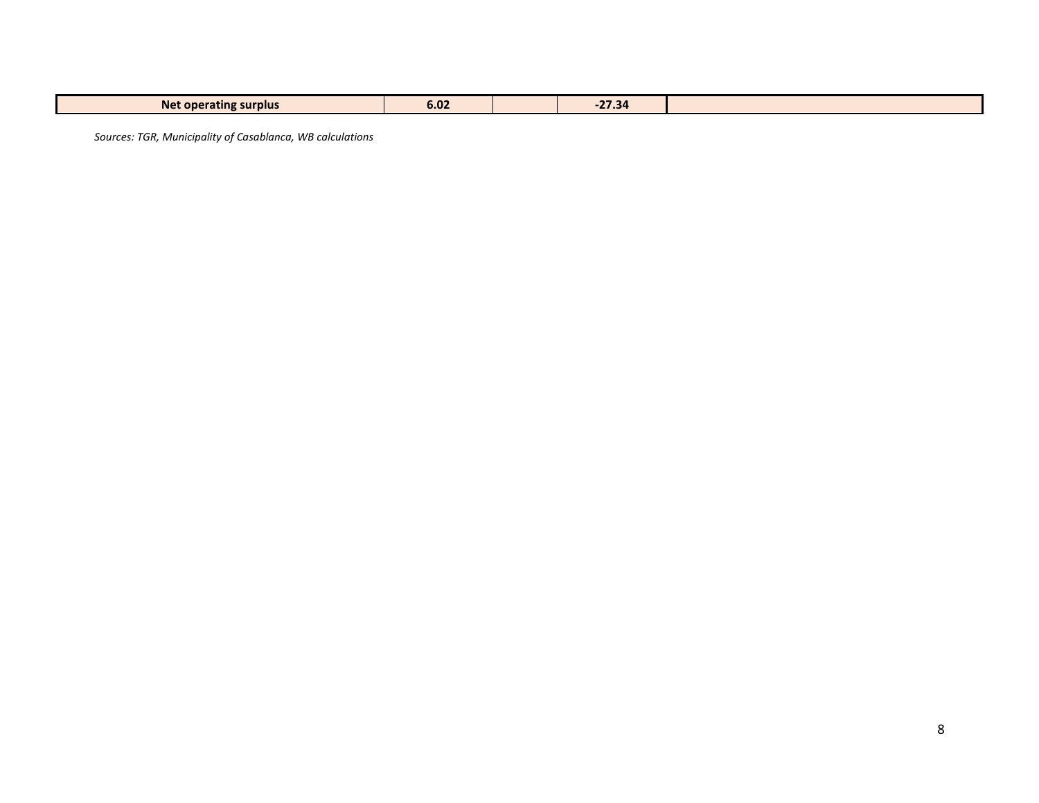| | | | | |
|---|---|---|---|---|
| **Net operating surplus** | **6.02** | | **-27.34** | |

*Sources: TGR, Municipality of Casablanca, WB calculations*